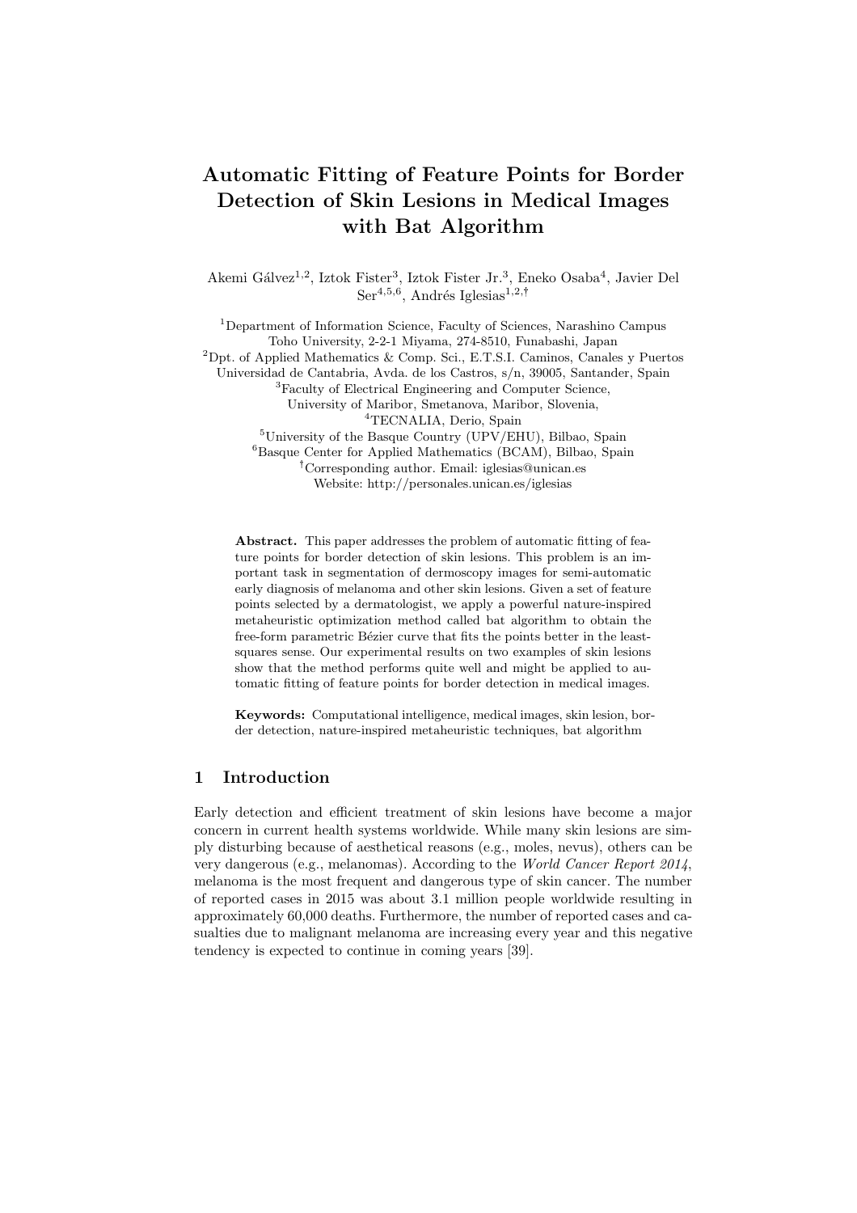# Automatic Fitting of Feature Points for Border Detection of Skin Lesions in Medical Images with Bat Algorithm

Akemi Gálvez[1,2], Iztok Fister[3], Iztok Fister Jr.[3], Eneko Osaba[4], Javier Del Ser[4,5,6], Andrés Iglesias[1,2,†]

[1]Department of Information Science, Faculty of Sciences, Narashino Campus
Toho University, 2-2-1 Miyama, 274-8510, Funabashi, Japan
[2]Dpt. of Applied Mathematics & Comp. Sci., E.T.S.I. Caminos, Canales y Puertos
Universidad de Cantabria, Avda. de los Castros, s/n, 39005, Santander, Spain
[3]Faculty of Electrical Engineering and Computer Science,
University of Maribor, Smetanova, Maribor, Slovenia,
[4]TECNALIA, Derio, Spain
[5]University of the Basque Country (UPV/EHU), Bilbao, Spain
[6]Basque Center for Applied Mathematics (BCAM), Bilbao, Spain
[†]Corresponding author. Email: iglesias@unican.es
Website: http://personales.unican.es/iglesias

**Abstract.** This paper addresses the problem of automatic fitting of feature points for border detection of skin lesions. This problem is an important task in segmentation of dermoscopy images for semi-automatic early diagnosis of melanoma and other skin lesions. Given a set of feature points selected by a dermatologist, we apply a powerful nature-inspired metaheuristic optimization method called bat algorithm to obtain the free-form parametric Bézier curve that fits the points better in the least-squares sense. Our experimental results on two examples of skin lesions show that the method performs quite well and might be applied to automatic fitting of feature points for border detection in medical images.

**Keywords:** Computational intelligence, medical images, skin lesion, border detection, nature-inspired metaheuristic techniques, bat algorithm

## 1 Introduction

Early detection and efficient treatment of skin lesions have become a major concern in current health systems worldwide. While many skin lesions are simply disturbing because of aesthetical reasons (e.g., moles, nevus), others can be very dangerous (e.g., melanomas). According to the *World Cancer Report 2014*, melanoma is the most frequent and dangerous type of skin cancer. The number of reported cases in 2015 was about 3.1 million people worldwide resulting in approximately 60,000 deaths. Furthermore, the number of reported cases and casualties due to malignant melanoma are increasing every year and this negative tendency is expected to continue in coming years [39].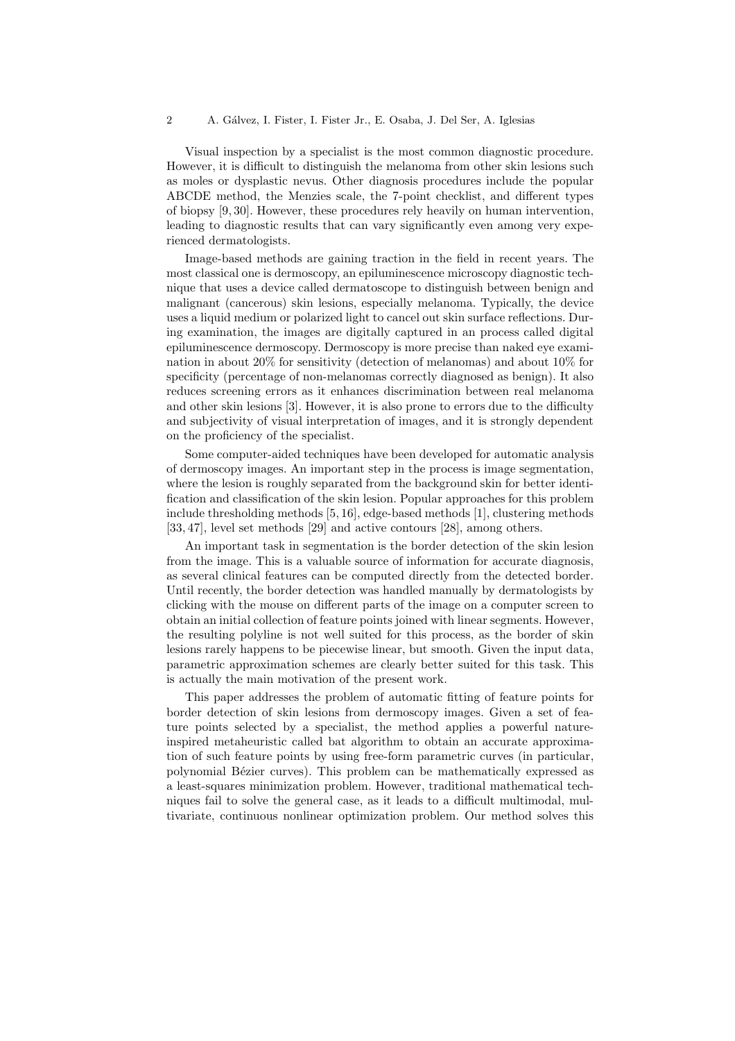Visual inspection by a specialist is the most common diagnostic procedure. However, it is difficult to distinguish the melanoma from other skin lesions such as moles or dysplastic nevus. Other diagnosis procedures include the popular ABCDE method, the Menzies scale, the 7-point checklist, and different types of biopsy [9, 30]. However, these procedures rely heavily on human intervention, leading to diagnostic results that can vary significantly even among very experienced dermatologists.

Image-based methods are gaining traction in the field in recent years. The most classical one is dermoscopy, an epiluminescence microscopy diagnostic technique that uses a device called dermatoscope to distinguish between benign and malignant (cancerous) skin lesions, especially melanoma. Typically, the device uses a liquid medium or polarized light to cancel out skin surface reflections. During examination, the images are digitally captured in an process called digital epiluminescence dermoscopy. Dermoscopy is more precise than naked eye examination in about 20% for sensitivity (detection of melanomas) and about 10% for specificity (percentage of non-melanomas correctly diagnosed as benign). It also reduces screening errors as it enhances discrimination between real melanoma and other skin lesions [3]. However, it is also prone to errors due to the difficulty and subjectivity of visual interpretation of images, and it is strongly dependent on the proficiency of the specialist.

Some computer-aided techniques have been developed for automatic analysis of dermoscopy images. An important step in the process is image segmentation, where the lesion is roughly separated from the background skin for better identification and classification of the skin lesion. Popular approaches for this problem include thresholding methods [5, 16], edge-based methods [1], clustering methods [33, 47], level set methods [29] and active contours [28], among others.

An important task in segmentation is the border detection of the skin lesion from the image. This is a valuable source of information for accurate diagnosis, as several clinical features can be computed directly from the detected border. Until recently, the border detection was handled manually by dermatologists by clicking with the mouse on different parts of the image on a computer screen to obtain an initial collection of feature points joined with linear segments. However, the resulting polyline is not well suited for this process, as the border of skin lesions rarely happens to be piecewise linear, but smooth. Given the input data, parametric approximation schemes are clearly better suited for this task. This is actually the main motivation of the present work.

This paper addresses the problem of automatic fitting of feature points for border detection of skin lesions from dermoscopy images. Given a set of feature points selected by a specialist, the method applies a powerful nature-inspired metaheuristic called bat algorithm to obtain an accurate approximation of such feature points by using free-form parametric curves (in particular, polynomial Bézier curves). This problem can be mathematically expressed as a least-squares minimization problem. However, traditional mathematical techniques fail to solve the general case, as it leads to a difficult multimodal, multivariate, continuous nonlinear optimization problem. Our method solves this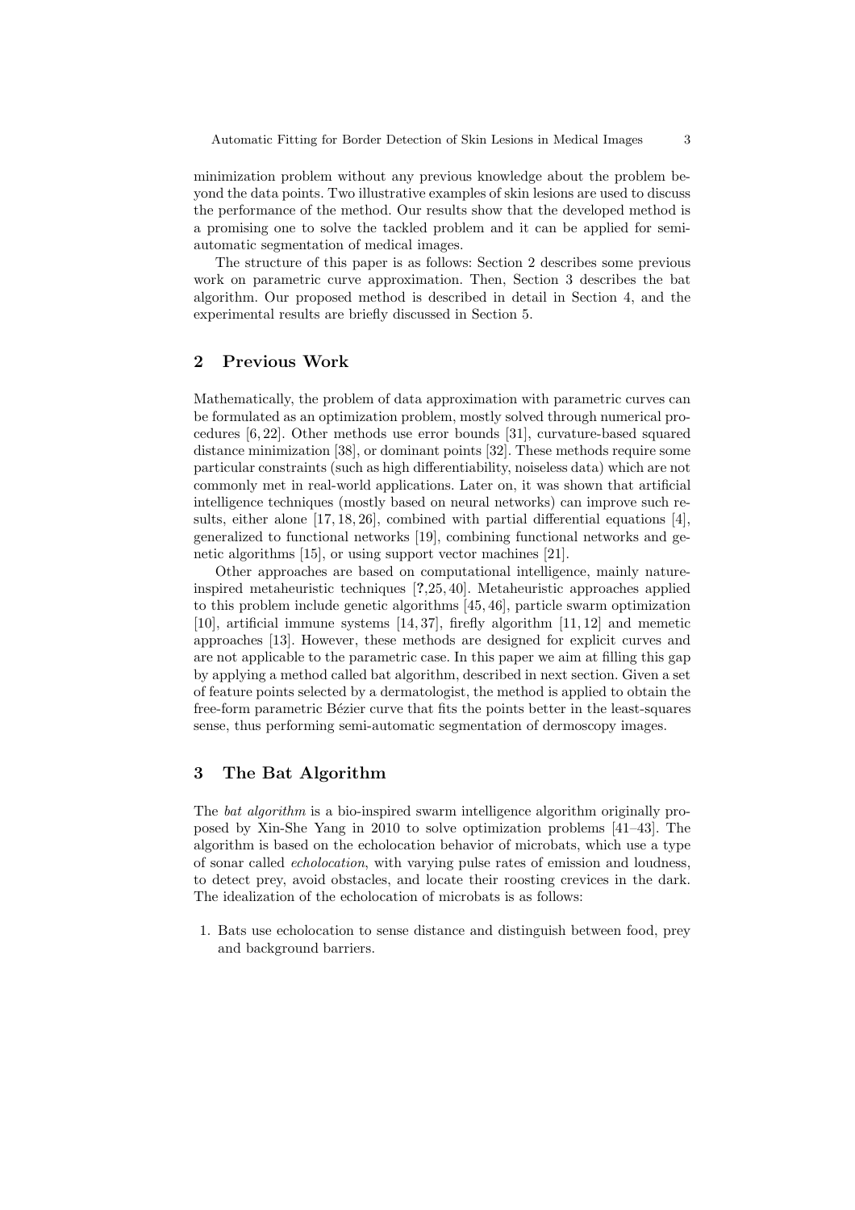minimization problem without any previous knowledge about the problem beyond the data points. Two illustrative examples of skin lesions are used to discuss the performance of the method. Our results show that the developed method is a promising one to solve the tackled problem and it can be applied for semi-automatic segmentation of medical images.

The structure of this paper is as follows: Section 2 describes some previous work on parametric curve approximation. Then, Section 3 describes the bat algorithm. Our proposed method is described in detail in Section 4, and the experimental results are briefly discussed in Section 5.

## 2 Previous Work

Mathematically, the problem of data approximation with parametric curves can be formulated as an optimization problem, mostly solved through numerical procedures [6, 22]. Other methods use error bounds [31], curvature-based squared distance minimization [38], or dominant points [32]. These methods require some particular constraints (such as high differentiability, noiseless data) which are not commonly met in real-world applications. Later on, it was shown that artificial intelligence techniques (mostly based on neural networks) can improve such results, either alone [17, 18, 26], combined with partial differential equations [4], generalized to functional networks [19], combining functional networks and genetic algorithms [15], or using support vector machines [21].

Other approaches are based on computational intelligence, mainly nature-inspired metaheuristic techniques [?,25, 40]. Metaheuristic approaches applied to this problem include genetic algorithms [45, 46], particle swarm optimization [10], artificial immune systems [14, 37], firefly algorithm [11, 12] and memetic approaches [13]. However, these methods are designed for explicit curves and are not applicable to the parametric case. In this paper we aim at filling this gap by applying a method called bat algorithm, described in next section. Given a set of feature points selected by a dermatologist, the method is applied to obtain the free-form parametric Bézier curve that fits the points better in the least-squares sense, thus performing semi-automatic segmentation of dermoscopy images.

## 3 The Bat Algorithm

The *bat algorithm* is a bio-inspired swarm intelligence algorithm originally proposed by Xin-She Yang in 2010 to solve optimization problems [41–43]. The algorithm is based on the echolocation behavior of microbats, which use a type of sonar called *echolocation*, with varying pulse rates of emission and loudness, to detect prey, avoid obstacles, and locate their roosting crevices in the dark. The idealization of the echolocation of microbats is as follows:

1. Bats use echolocation to sense distance and distinguish between food, prey and background barriers.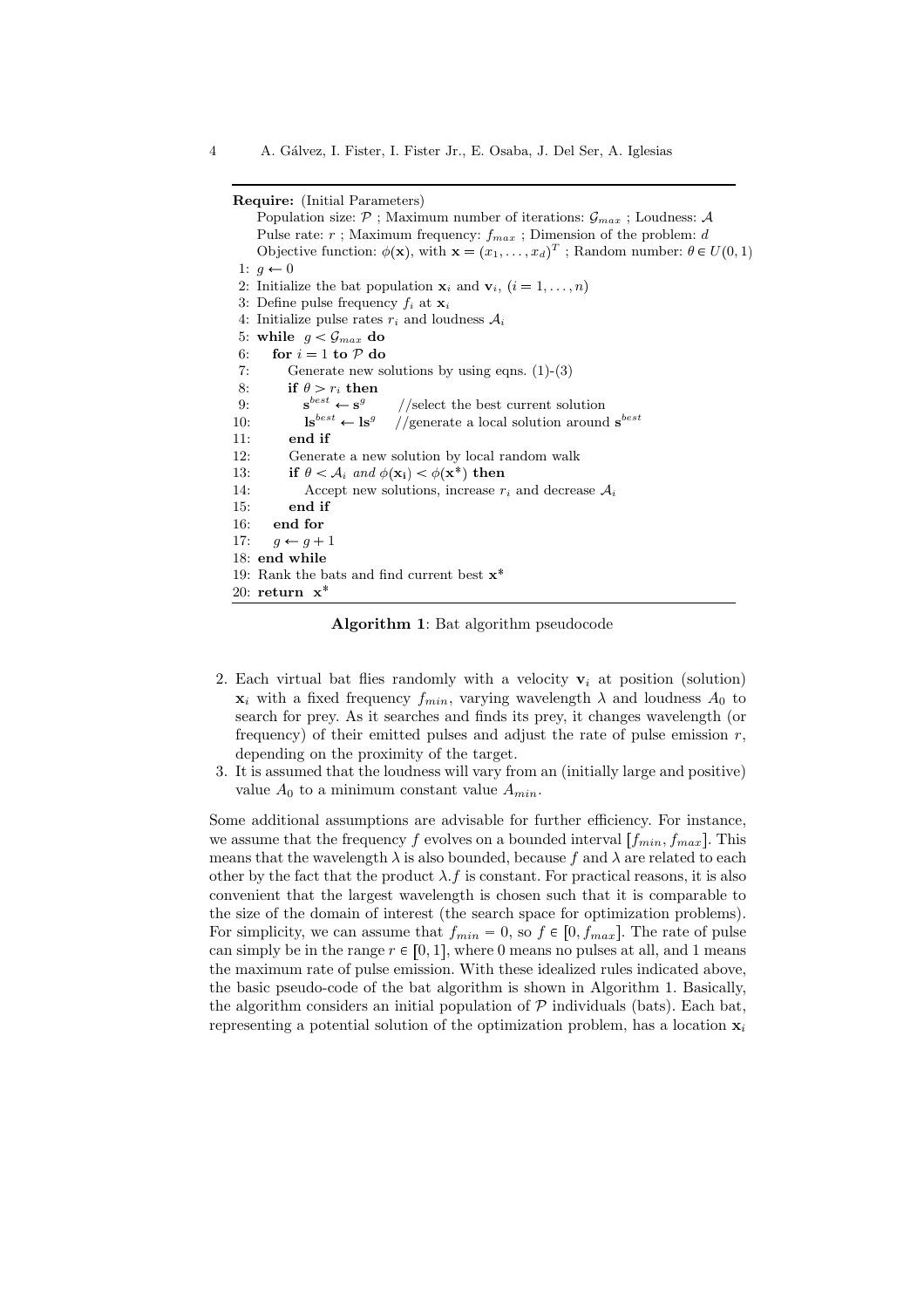**Require:** (Initial Parameters)

Population size: $\mathcal{P}$ ; Maximum number of iterations: $\mathcal{G}_{max}$ ; Loudness: $\mathcal{A}$

Pulse rate: $r$ ; Maximum frequency: $f_{max}$ ; Dimension of the problem: $d$

Objective function: $\phi(\mathbf{x})$, with $\mathbf{x} = (x_1, \ldots, x_d)^T$ ; Random number: $\theta \in U(0,1)$

```
1: g ← 0
2: Initialize the bat population x_i and v_i, (i = 1,...,n)
3: Define pulse frequency f_i at x_i
4: Initialize pulse rates r_i and loudness A_i
5: while g < G_max do
6:    for i = 1 to P do
7:       Generate new solutions by using eqns. (1)-(3)
8:       if θ > r_i then
9:          s^best ← s^g        //select the best current solution
10:         ls^best ← ls^g     //generate a local solution around s^best
11:      end if
12:      Generate a new solution by local random walk
13:      if θ < A_i and φ(x_i) < φ(x*) then
14:         Accept new solutions, increase r_i and decrease A_i
15:      end if
16:   end for
17:   g ← g + 1
18: end while
19: Rank the bats and find current best x*
20: return x*
```

**Algorithm 1**: Bat algorithm pseudocode

2. Each virtual bat flies randomly with a velocity $\mathbf{v}_i$ at position (solution) $\mathbf{x}_i$ with a fixed frequency $f_{min}$, varying wavelength $\lambda$ and loudness $A_0$ to search for prey. As it searches and finds its prey, it changes wavelength (or frequency) of their emitted pulses and adjust the rate of pulse emission $r$, depending on the proximity of the target.
3. It is assumed that the loudness will vary from an (initially large and positive) value $A_0$ to a minimum constant value $A_{min}$.

Some additional assumptions are advisable for further efficiency. For instance, we assume that the frequency $f$ evolves on a bounded interval $[f_{min}, f_{max}]$. This means that the wavelength $\lambda$ is also bounded, because $f$ and $\lambda$ are related to each other by the fact that the product $\lambda.f$ is constant. For practical reasons, it is also convenient that the largest wavelength is chosen such that it is comparable to the size of the domain of interest (the search space for optimization problems). For simplicity, we can assume that $f_{min} = 0$, so $f \in [0, f_{max}]$. The rate of pulse can simply be in the range $r \in [0,1]$, where 0 means no pulses at all, and 1 means the maximum rate of pulse emission. With these idealized rules indicated above, the basic pseudo-code of the bat algorithm is shown in Algorithm 1. Basically, the algorithm considers an initial population of $\mathcal{P}$ individuals (bats). Each bat, representing a potential solution of the optimization problem, has a location $\mathbf{x}_i$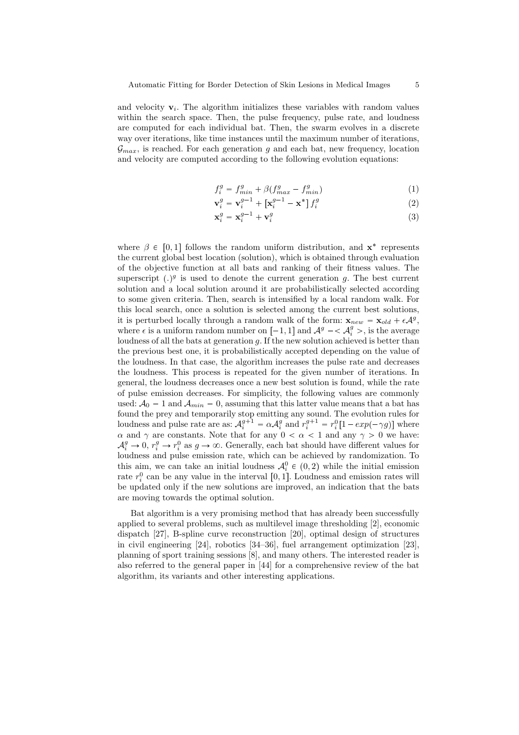and velocity $\mathbf{v}_i$. The algorithm initializes these variables with random values within the search space. Then, the pulse frequency, pulse rate, and loudness are computed for each individual bat. Then, the swarm evolves in a discrete way over iterations, like time instances until the maximum number of iterations, $\mathcal{G}_{max}$, is reached. For each generation $g$ and each bat, new frequency, location and velocity are computed according to the following evolution equations:

$$f_i^g = f_{min}^g + \beta(f_{max}^g - f_{min}^g) \tag{1}$$

$$\mathbf{v}_i^g = \mathbf{v}_i^{g-1} + \left[\mathbf{x}_i^{g-1} - \mathbf{x}^*\right] f_i^g \tag{2}$$

$$\mathbf{x}_i^g = \mathbf{x}_i^{g-1} + \mathbf{v}_i^g \tag{3}$$

where $\beta \in [0, 1]$ follows the random uniform distribution, and $\mathbf{x}^*$ represents the current global best location (solution), which is obtained through evaluation of the objective function at all bats and ranking of their fitness values. The superscript $(.)^g$ is used to denote the current generation $g$. The best current solution and a local solution around it are probabilistically selected according to some given criteria. Then, search is intensified by a local random walk. For this local search, once a solution is selected among the current best solutions, it is perturbed locally through a random walk of the form: $\mathbf{x}_{new} = \mathbf{x}_{old} + \epsilon \mathcal{A}^g$, where $\epsilon$ is a uniform random number on $[-1, 1]$ and $\mathcal{A}^g = < \mathcal{A}_i^g >$, is the average loudness of all the bats at generation $g$. If the new solution achieved is better than the previous best one, it is probabilistically accepted depending on the value of the loudness. In that case, the algorithm increases the pulse rate and decreases the loudness. This process is repeated for the given number of iterations. In general, the loudness decreases once a new best solution is found, while the rate of pulse emission decreases. For simplicity, the following values are commonly used: $\mathcal{A}_0 = 1$ and $\mathcal{A}_{min} = 0$, assuming that this latter value means that a bat has found the prey and temporarily stop emitting any sound. The evolution rules for loudness and pulse rate are as: $\mathcal{A}_i^{g+1} = \alpha \mathcal{A}_i^g$ and $r_i^{g+1} = r_i^0[1 - exp(-\gamma g)]$ where $\alpha$ and $\gamma$ are constants. Note that for any $0 < \alpha < 1$ and any $\gamma > 0$ we have: $\mathcal{A}_i^g \to 0$, $r_i^g \to r_i^0$ as $g \to \infty$. Generally, each bat should have different values for loudness and pulse emission rate, which can be achieved by randomization. To this aim, we can take an initial loudness $\mathcal{A}_i^0 \in (0, 2)$ while the initial emission rate $r_i^0$ can be any value in the interval $[0, 1]$. Loudness and emission rates will be updated only if the new solutions are improved, an indication that the bats are moving towards the optimal solution.

Bat algorithm is a very promising method that has already been successfully applied to several problems, such as multilevel image thresholding [2], economic dispatch [27], B-spline curve reconstruction [20], optimal design of structures in civil engineering [24], robotics [34–36], fuel arrangement optimization [23], planning of sport training sessions [8], and many others. The interested reader is also referred to the general paper in [44] for a comprehensive review of the bat algorithm, its variants and other interesting applications.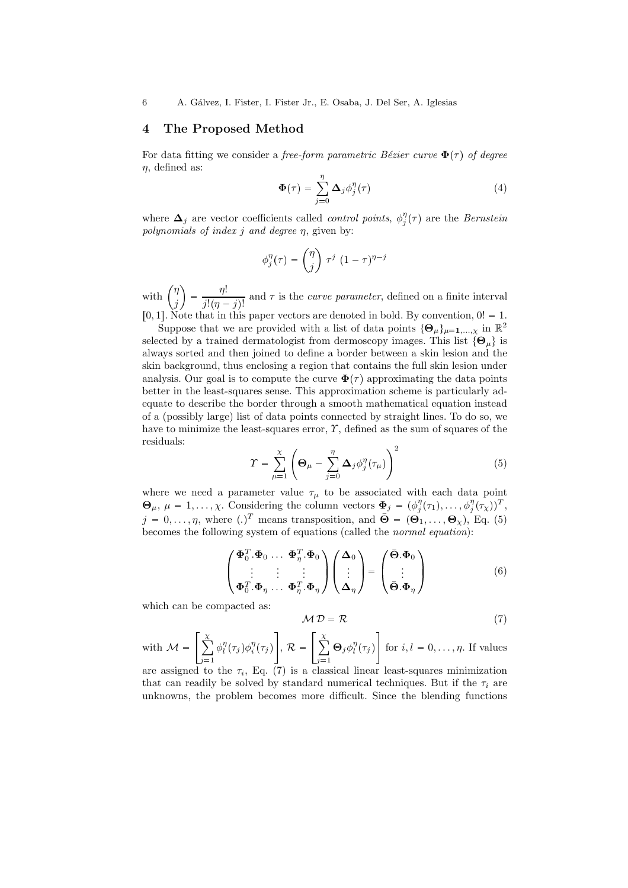## 4 The Proposed Method

For data fitting we consider a *free-form parametric Bézier curve* $\mathbf{\Phi}(\tau)$ *of degree* $\eta$, defined as:

$$\mathbf{\Phi}(\tau) = \sum_{j=0}^{\eta} \mathbf{\Delta}_j \phi_j^{\eta}(\tau) \tag{4}$$

where $\mathbf{\Delta}_j$ are vector coefficients called *control points*, $\phi_j^{\eta}(\tau)$ are the *Bernstein polynomials of index* $j$ *and degree* $\eta$, given by:

$$\phi_j^{\eta}(\tau) = \binom{\eta}{j} \tau^j \, (1-\tau)^{\eta-j}$$

with $\binom{\eta}{j} = \dfrac{\eta!}{j!(\eta-j)!}$ and $\tau$ is the *curve parameter*, defined on a finite interval $[0,1]$. Note that in this paper vectors are denoted in bold. By convention, $0! = 1$.

Suppose that we are provided with a list of data points $\{\mathbf{\Theta}_\mu\}_{\mu=1,\dots,\chi}$ in $\mathbb{R}^2$ selected by a trained dermatologist from dermoscopy images. This list $\{\mathbf{\Theta}_\mu\}$ is always sorted and then joined to define a border between a skin lesion and the skin background, thus enclosing a region that contains the full skin lesion under analysis. Our goal is to compute the curve $\mathbf{\Phi}(\tau)$ approximating the data points better in the least-squares sense. This approximation scheme is particularly adequate to describe the border through a smooth mathematical equation instead of a (possibly large) list of data points connected by straight lines. To do so, we have to minimize the least-squares error, $\Upsilon$, defined as the sum of squares of the residuals:

$$\Upsilon = \sum_{\mu=1}^{\chi} \left( \mathbf{\Theta}_\mu - \sum_{j=0}^{\eta} \mathbf{\Delta}_j \phi_j^{\eta}(\tau_\mu) \right)^2 \tag{5}$$

where we need a parameter value $\tau_\mu$ to be associated with each data point $\mathbf{\Theta}_\mu$, $\mu = 1, \dots, \chi$. Considering the column vectors $\mathbf{\Phi}_j = (\phi_j^{\eta}(\tau_1), \dots, \phi_j^{\eta}(\tau_\chi))^T$, $j = 0, \dots, \eta$, where $(.)^T$ means transposition, and $\bar{\mathbf{\Theta}} = (\mathbf{\Theta}_1, \dots, \mathbf{\Theta}_\chi)$, Eq. (5) becomes the following system of equations (called the *normal equation*):

$$\begin{pmatrix} \mathbf{\Phi}_0^T.\mathbf{\Phi}_0 & \dots & \mathbf{\Phi}_\eta^T.\mathbf{\Phi}_0 \\ \vdots & \vdots & \vdots \\ \mathbf{\Phi}_0^T.\mathbf{\Phi}_\eta & \dots & \mathbf{\Phi}_\eta^T.\mathbf{\Phi}_\eta \end{pmatrix} \begin{pmatrix} \mathbf{\Delta}_0 \\ \vdots \\ \mathbf{\Delta}_\eta \end{pmatrix} = \begin{pmatrix} \bar{\mathbf{\Theta}}.\mathbf{\Phi}_0 \\ \vdots \\ \bar{\mathbf{\Theta}}.\mathbf{\Phi}_\eta \end{pmatrix} \tag{6}$$

which can be compacted as:

$$\mathcal{M}\,\mathcal{D} = \mathcal{R} \tag{7}$$

with $\mathcal{M} = \left[ \sum_{j=1}^{\chi} \phi_l^{\eta}(\tau_j) \phi_i^{\eta}(\tau_j) \right]$, $\mathcal{R} = \left[ \sum_{j=1}^{\chi} \mathbf{\Theta}_j \phi_l^{\eta}(\tau_j) \right]$ for $i, l = 0, \dots, \eta$. If values are assigned to the $\tau_i$, Eq. (7) is a classical linear least-squares minimization that can readily be solved by standard numerical techniques. But if the $\tau_i$ are unknowns, the problem becomes more difficult. Since the blending functions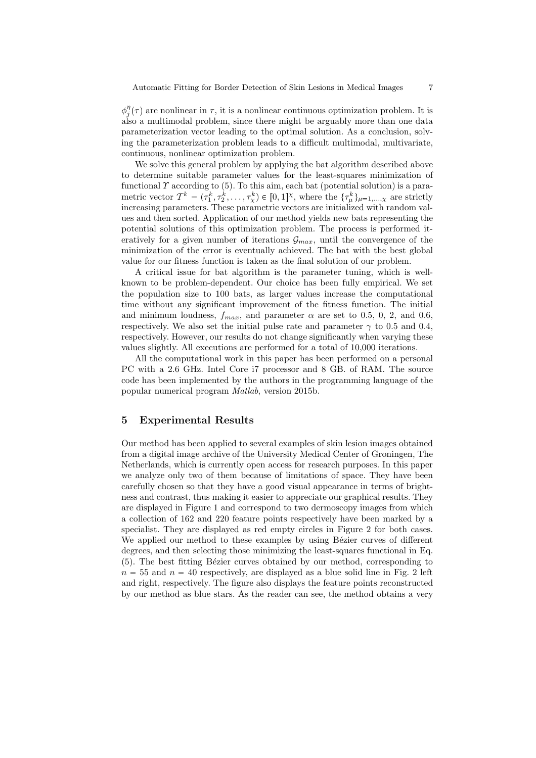$\phi_j^\eta(\tau)$ are nonlinear in $\tau$, it is a nonlinear continuous optimization problem. It is also a multimodal problem, since there might be arguably more than one data parameterization vector leading to the optimal solution. As a conclusion, solving the parameterization problem leads to a difficult multimodal, multivariate, continuous, nonlinear optimization problem.

We solve this general problem by applying the bat algorithm described above to determine suitable parameter values for the least-squares minimization of functional $\Upsilon$ according to (5). To this aim, each bat (potential solution) is a parametric vector $\mathcal{T}^k = (\tau_1^k, \tau_2^k, \ldots, \tau_\chi^k) \in [0,1]^\chi$, where the $\{\tau_\mu^k\}_{\mu=1,\ldots,\chi}$ are strictly increasing parameters. These parametric vectors are initialized with random values and then sorted. Application of our method yields new bats representing the potential solutions of this optimization problem. The process is performed iteratively for a given number of iterations $\mathcal{G}_{max}$, until the convergence of the minimization of the error is eventually achieved. The bat with the best global value for our fitness function is taken as the final solution of our problem.

A critical issue for bat algorithm is the parameter tuning, which is well-known to be problem-dependent. Our choice has been fully empirical. We set the population size to 100 bats, as larger values increase the computational time without any significant improvement of the fitness function. The initial and minimum loudness, $f_{max}$, and parameter $\alpha$ are set to 0.5, 0, 2, and 0.6, respectively. We also set the initial pulse rate and parameter $\gamma$ to 0.5 and 0.4, respectively. However, our results do not change significantly when varying these values slightly. All executions are performed for a total of 10,000 iterations.

All the computational work in this paper has been performed on a personal PC with a 2.6 GHz. Intel Core i7 processor and 8 GB. of RAM. The source code has been implemented by the authors in the programming language of the popular numerical program *Matlab*, version 2015b.

## 5 Experimental Results

Our method has been applied to several examples of skin lesion images obtained from a digital image archive of the University Medical Center of Groningen, The Netherlands, which is currently open access for research purposes. In this paper we analyze only two of them because of limitations of space. They have been carefully chosen so that they have a good visual appearance in terms of brightness and contrast, thus making it easier to appreciate our graphical results. They are displayed in Figure 1 and correspond to two dermoscopy images from which a collection of 162 and 220 feature points respectively have been marked by a specialist. They are displayed as red empty circles in Figure 2 for both cases. We applied our method to these examples by using Bézier curves of different degrees, and then selecting those minimizing the least-squares functional in Eq. (5). The best fitting Bézier curves obtained by our method, corresponding to $n = 55$ and $n = 40$ respectively, are displayed as a blue solid line in Fig. 2 left and right, respectively. The figure also displays the feature points reconstructed by our method as blue stars. As the reader can see, the method obtains a very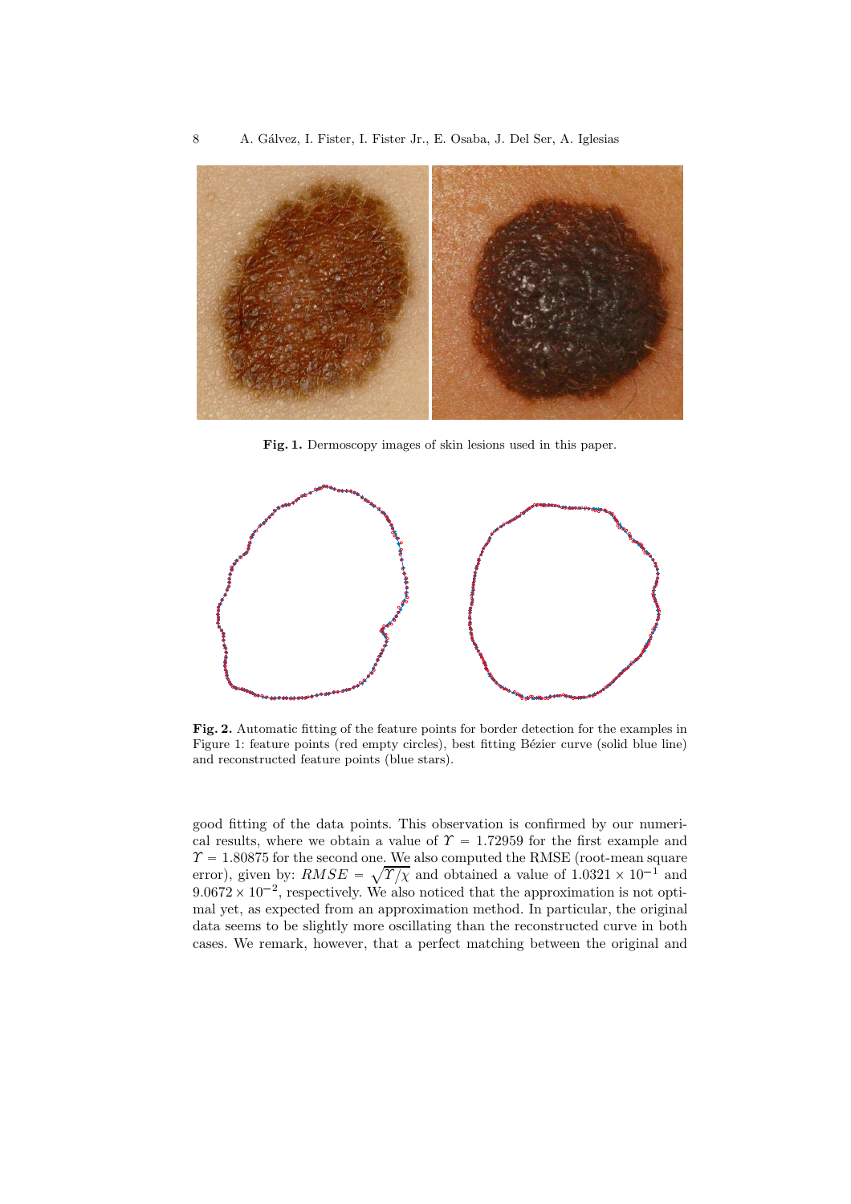**Fig. 1.** Dermoscopy images of skin lesions used in this paper.

**Fig. 2.** Automatic fitting of the feature points for border detection for the examples in Figure 1: feature points (red empty circles), best fitting Bézier curve (solid blue line) and reconstructed feature points (blue stars).

good fitting of the data points. This observation is confirmed by our numerical results, where we obtain a value of $\Upsilon = 1.72959$ for the first example and $\Upsilon = 1.80875$ for the second one. We also computed the RMSE (root-mean square error), given by: $RMSE = \sqrt{\Upsilon/\chi}$ and obtained a value of $1.0321 \times 10^{-1}$ and $9.0672 \times 10^{-2}$, respectively. We also noticed that the approximation is not optimal yet, as expected from an approximation method. In particular, the original data seems to be slightly more oscillating than the reconstructed curve in both cases. We remark, however, that a perfect matching between the original and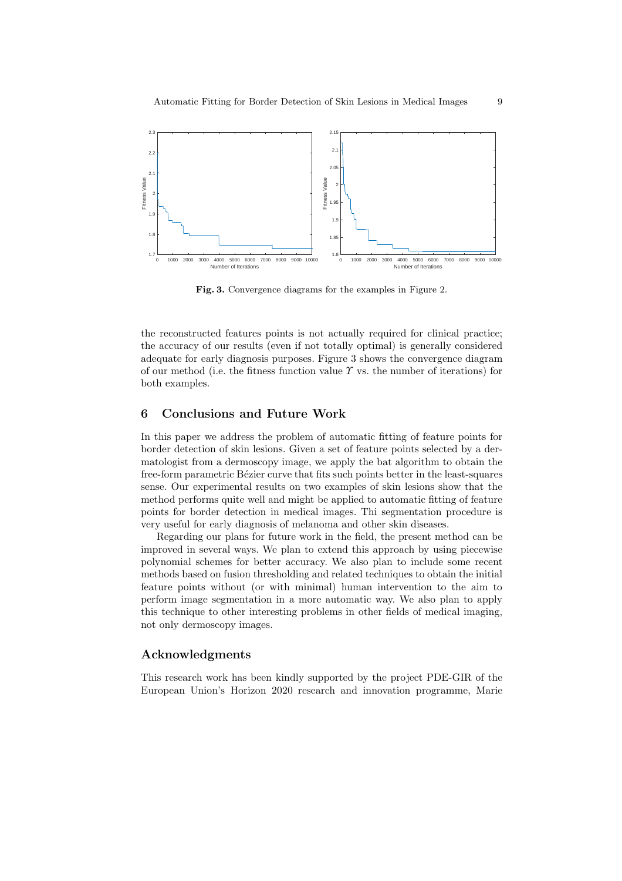**Fig. 3.** Convergence diagrams for the examples in Figure 2.

the reconstructed features points is not actually required for clinical practice; the accuracy of our results (even if not totally optimal) is generally considered adequate for early diagnosis purposes. Figure 3 shows the convergence diagram of our method (i.e. the fitness function value $\Upsilon$ vs. the number of iterations) for both examples.

## 6 Conclusions and Future Work

In this paper we address the problem of automatic fitting of feature points for border detection of skin lesions. Given a set of feature points selected by a dermatologist from a dermoscopy image, we apply the bat algorithm to obtain the free-form parametric Bézier curve that fits such points better in the least-squares sense. Our experimental results on two examples of skin lesions show that the method performs quite well and might be applied to automatic fitting of feature points for border detection in medical images. Thi segmentation procedure is very useful for early diagnosis of melanoma and other skin diseases.

Regarding our plans for future work in the field, the present method can be improved in several ways. We plan to extend this approach by using piecewise polynomial schemes for better accuracy. We also plan to include some recent methods based on fusion thresholding and related techniques to obtain the initial feature points without (or with minimal) human intervention to the aim to perform image segmentation in a more automatic way. We also plan to apply this technique to other interesting problems in other fields of medical imaging, not only dermoscopy images.

## Acknowledgments

This research work has been kindly supported by the project PDE-GIR of the European Union's Horizon 2020 research and innovation programme, Marie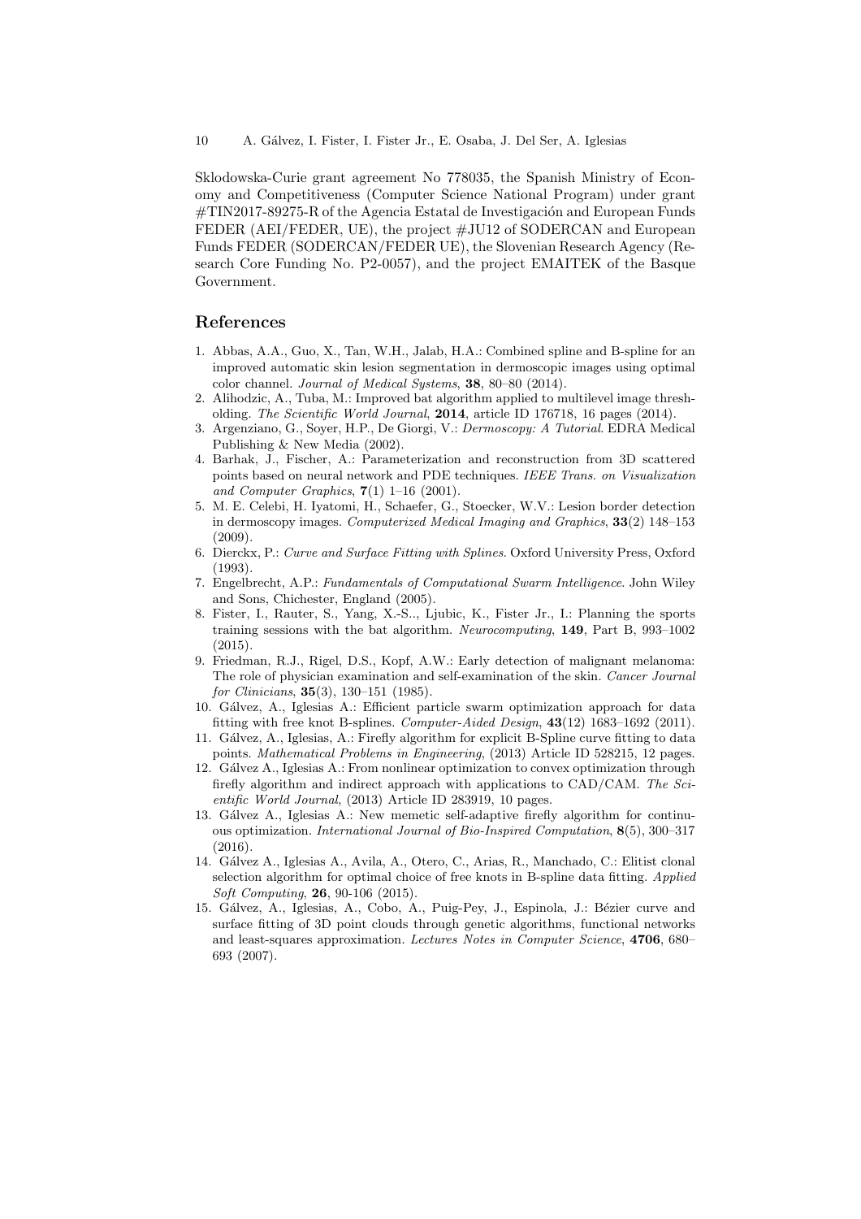Sklodowska-Curie grant agreement No 778035, the Spanish Ministry of Economy and Competitiveness (Computer Science National Program) under grant #TIN2017-89275-R of the Agencia Estatal de Investigación and European Funds FEDER (AEI/FEDER, UE), the project #JU12 of SODERCAN and European Funds FEDER (SODERCAN/FEDER UE), the Slovenian Research Agency (Research Core Funding No. P2-0057), and the project EMAITEK of the Basque Government.

## References

1. Abbas, A.A., Guo, X., Tan, W.H., Jalab, H.A.: Combined spline and B-spline for an improved automatic skin lesion segmentation in dermoscopic images using optimal color channel. *Journal of Medical Systems*, **38**, 80–80 (2014).
2. Alihodzic, A., Tuba, M.: Improved bat algorithm applied to multilevel image thresholding. *The Scientific World Journal*, **2014**, article ID 176718, 16 pages (2014).
3. Argenziano, G., Soyer, H.P., De Giorgi, V.: *Dermoscopy: A Tutorial*. EDRA Medical Publishing & New Media (2002).
4. Barhak, J., Fischer, A.: Parameterization and reconstruction from 3D scattered points based on neural network and PDE techniques. *IEEE Trans. on Visualization and Computer Graphics*, **7**(1) 1–16 (2001).
5. M. E. Celebi, H. Iyatomi, H., Schaefer, G., Stoecker, W.V.: Lesion border detection in dermoscopy images. *Computerized Medical Imaging and Graphics*, **33**(2) 148–153 (2009).
6. Dierckx, P.: *Curve and Surface Fitting with Splines*. Oxford University Press, Oxford (1993).
7. Engelbrecht, A.P.: *Fundamentals of Computational Swarm Intelligence*. John Wiley and Sons, Chichester, England (2005).
8. Fister, I., Rauter, S., Yang, X.-S.., Ljubic, K., Fister Jr., I.: Planning the sports training sessions with the bat algorithm. *Neurocomputing*, **149**, Part B, 993–1002 (2015).
9. Friedman, R.J., Rigel, D.S., Kopf, A.W.: Early detection of malignant melanoma: The role of physician examination and self-examination of the skin. *Cancer Journal for Clinicians*, **35**(3), 130–151 (1985).
10. Gálvez, A., Iglesias A.: Efficient particle swarm optimization approach for data fitting with free knot B-splines. *Computer-Aided Design*, **43**(12) 1683–1692 (2011).
11. Gálvez, A., Iglesias, A.: Firefly algorithm for explicit B-Spline curve fitting to data points. *Mathematical Problems in Engineering*, (2013) Article ID 528215, 12 pages.
12. Gálvez A., Iglesias A.: From nonlinear optimization to convex optimization through firefly algorithm and indirect approach with applications to CAD/CAM. *The Scientific World Journal*, (2013) Article ID 283919, 10 pages.
13. Gálvez A., Iglesias A.: New memetic self-adaptive firefly algorithm for continuous optimization. *International Journal of Bio-Inspired Computation*, **8**(5), 300–317 (2016).
14. Gálvez A., Iglesias A., Avila, A., Otero, C., Arias, R., Manchado, C.: Elitist clonal selection algorithm for optimal choice of free knots in B-spline data fitting. *Applied Soft Computing*, **26**, 90-106 (2015).
15. Gálvez, A., Iglesias, A., Cobo, A., Puig-Pey, J., Espinola, J.: Bézier curve and surface fitting of 3D point clouds through genetic algorithms, functional networks and least-squares approximation. *Lectures Notes in Computer Science*, **4706**, 680–693 (2007).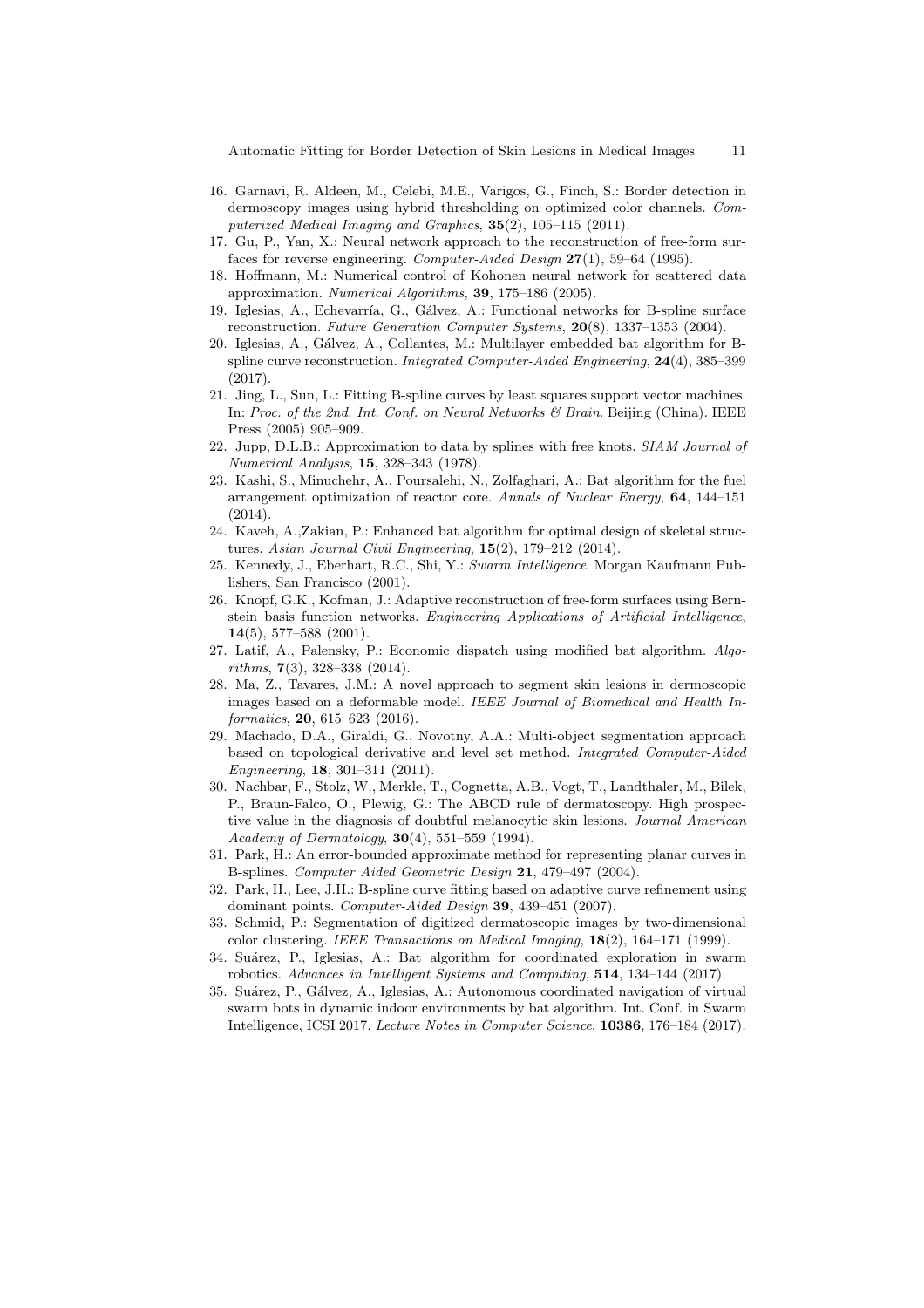16. Garnavi, R. Aldeen, M., Celebi, M.E., Varigos, G., Finch, S.: Border detection in dermoscopy images using hybrid thresholding on optimized color channels. *Computerized Medical Imaging and Graphics*, **35**(2), 105–115 (2011).
17. Gu, P., Yan, X.: Neural network approach to the reconstruction of free-form surfaces for reverse engineering. *Computer-Aided Design* **27**(1), 59–64 (1995).
18. Hoffmann, M.: Numerical control of Kohonen neural network for scattered data approximation. *Numerical Algorithms*, **39**, 175–186 (2005).
19. Iglesias, A., Echevarría, G., Gálvez, A.: Functional networks for B-spline surface reconstruction. *Future Generation Computer Systems*, **20**(8), 1337–1353 (2004).
20. Iglesias, A., Gálvez, A., Collantes, M.: Multilayer embedded bat algorithm for B-spline curve reconstruction. *Integrated Computer-Aided Engineering*, **24**(4), 385–399 (2017).
21. Jing, L., Sun, L.: Fitting B-spline curves by least squares support vector machines. In: *Proc. of the 2nd. Int. Conf. on Neural Networks & Brain*. Beijing (China). IEEE Press (2005) 905–909.
22. Jupp, D.L.B.: Approximation to data by splines with free knots. *SIAM Journal of Numerical Analysis*, **15**, 328–343 (1978).
23. Kashi, S., Minuchehr, A., Poursalehi, N., Zolfaghari, A.: Bat algorithm for the fuel arrangement optimization of reactor core. *Annals of Nuclear Energy*, **64**, 144–151 (2014).
24. Kaveh, A.,Zakian, P.: Enhanced bat algorithm for optimal design of skeletal structures. *Asian Journal Civil Engineering*, **15**(2), 179–212 (2014).
25. Kennedy, J., Eberhart, R.C., Shi, Y.: *Swarm Intelligence*. Morgan Kaufmann Publishers, San Francisco (2001).
26. Knopf, G.K., Kofman, J.: Adaptive reconstruction of free-form surfaces using Bernstein basis function networks. *Engineering Applications of Artificial Intelligence*, **14**(5), 577–588 (2001).
27. Latif, A., Palensky, P.: Economic dispatch using modified bat algorithm. *Algorithms*, **7**(3), 328–338 (2014).
28. Ma, Z., Tavares, J.M.: A novel approach to segment skin lesions in dermoscopic images based on a deformable model. *IEEE Journal of Biomedical and Health Informatics*, **20**, 615–623 (2016).
29. Machado, D.A., Giraldi, G., Novotny, A.A.: Multi-object segmentation approach based on topological derivative and level set method. *Integrated Computer-Aided Engineering*, **18**, 301–311 (2011).
30. Nachbar, F., Stolz, W., Merkle, T., Cognetta, A.B., Vogt, T., Landthaler, M., Bilek, P., Braun-Falco, O., Plewig, G.: The ABCD rule of dermatoscopy. High prospective value in the diagnosis of doubtful melanocytic skin lesions. *Journal American Academy of Dermatology*, **30**(4), 551–559 (1994).
31. Park, H.: An error-bounded approximate method for representing planar curves in B-splines. *Computer Aided Geometric Design* **21**, 479–497 (2004).
32. Park, H., Lee, J.H.: B-spline curve fitting based on adaptive curve refinement using dominant points. *Computer-Aided Design* **39**, 439–451 (2007).
33. Schmid, P.: Segmentation of digitized dermatoscopic images by two-dimensional color clustering. *IEEE Transactions on Medical Imaging*, **18**(2), 164–171 (1999).
34. Suárez, P., Iglesias, A.: Bat algorithm for coordinated exploration in swarm robotics. *Advances in Intelligent Systems and Computing*, **514**, 134–144 (2017).
35. Suárez, P., Gálvez, A., Iglesias, A.: Autonomous coordinated navigation of virtual swarm bots in dynamic indoor environments by bat algorithm. Int. Conf. in Swarm Intelligence, ICSI 2017. *Lecture Notes in Computer Science*, **10386**, 176–184 (2017).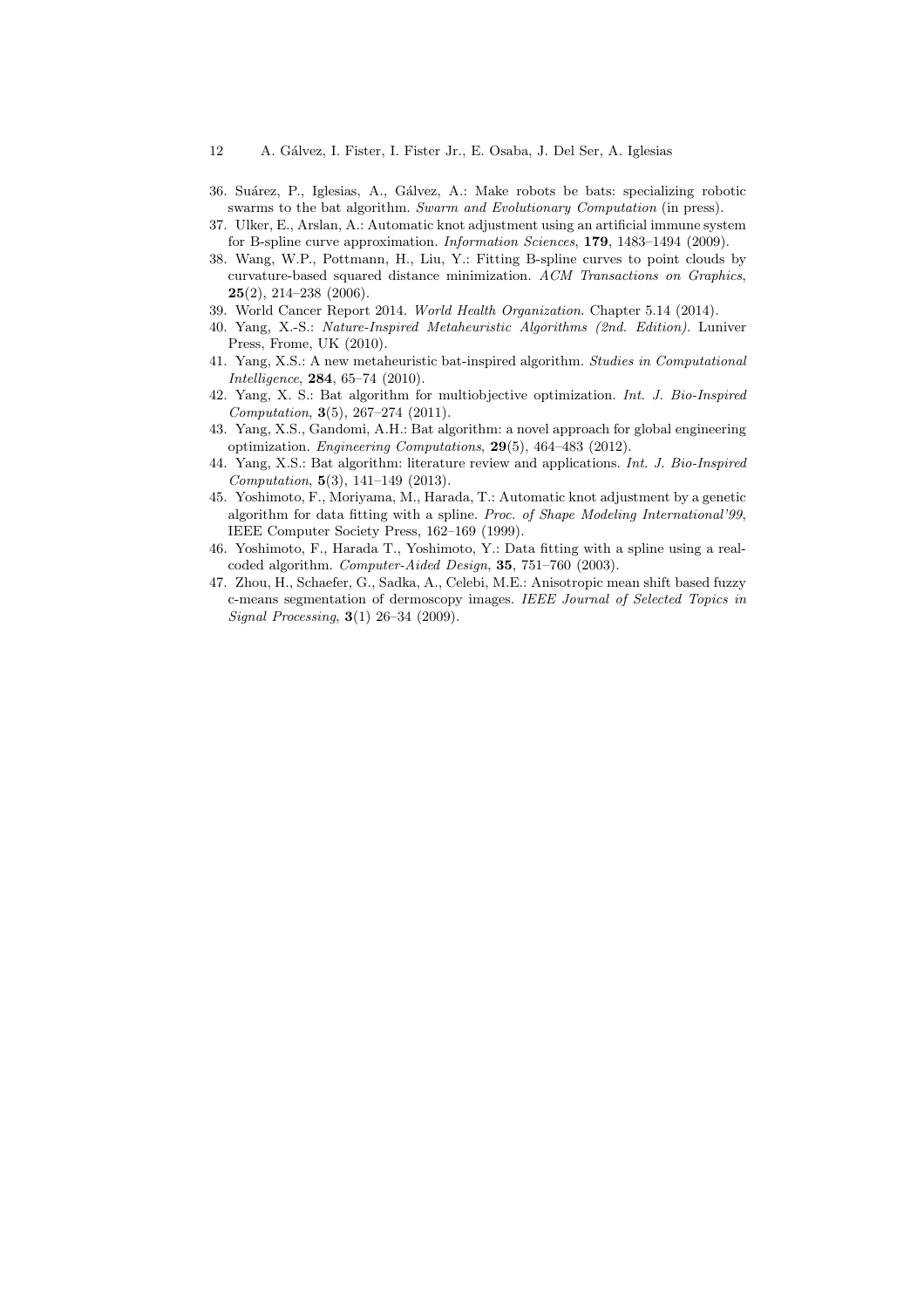36. Suárez, P., Iglesias, A., Gálvez, A.: Make robots be bats: specializing robotic swarms to the bat algorithm. *Swarm and Evolutionary Computation* (in press).
37. Ulker, E., Arslan, A.: Automatic knot adjustment using an artificial immune system for B-spline curve approximation. *Information Sciences*, **179**, 1483–1494 (2009).
38. Wang, W.P., Pottmann, H., Liu, Y.: Fitting B-spline curves to point clouds by curvature-based squared distance minimization. *ACM Transactions on Graphics*, **25**(2), 214–238 (2006).
39. World Cancer Report 2014. *World Health Organization*. Chapter 5.14 (2014).
40. Yang, X.-S.: *Nature-Inspired Metaheuristic Algorithms (2nd. Edition)*. Luniver Press, Frome, UK (2010).
41. Yang, X.S.: A new metaheuristic bat-inspired algorithm. *Studies in Computational Intelligence*, **284**, 65–74 (2010).
42. Yang, X. S.: Bat algorithm for multiobjective optimization. *Int. J. Bio-Inspired Computation*, **3**(5), 267–274 (2011).
43. Yang, X.S., Gandomi, A.H.: Bat algorithm: a novel approach for global engineering optimization. *Engineering Computations*, **29**(5), 464–483 (2012).
44. Yang, X.S.: Bat algorithm: literature review and applications. *Int. J. Bio-Inspired Computation*, **5**(3), 141–149 (2013).
45. Yoshimoto, F., Moriyama, M., Harada, T.: Automatic knot adjustment by a genetic algorithm for data fitting with a spline. *Proc. of Shape Modeling International'99*, IEEE Computer Society Press, 162–169 (1999).
46. Yoshimoto, F., Harada T., Yoshimoto, Y.: Data fitting with a spline using a real-coded algorithm. *Computer-Aided Design*, **35**, 751–760 (2003).
47. Zhou, H., Schaefer, G., Sadka, A., Celebi, M.E.: Anisotropic mean shift based fuzzy c-means segmentation of dermoscopy images. *IEEE Journal of Selected Topics in Signal Processing*, **3**(1) 26–34 (2009).